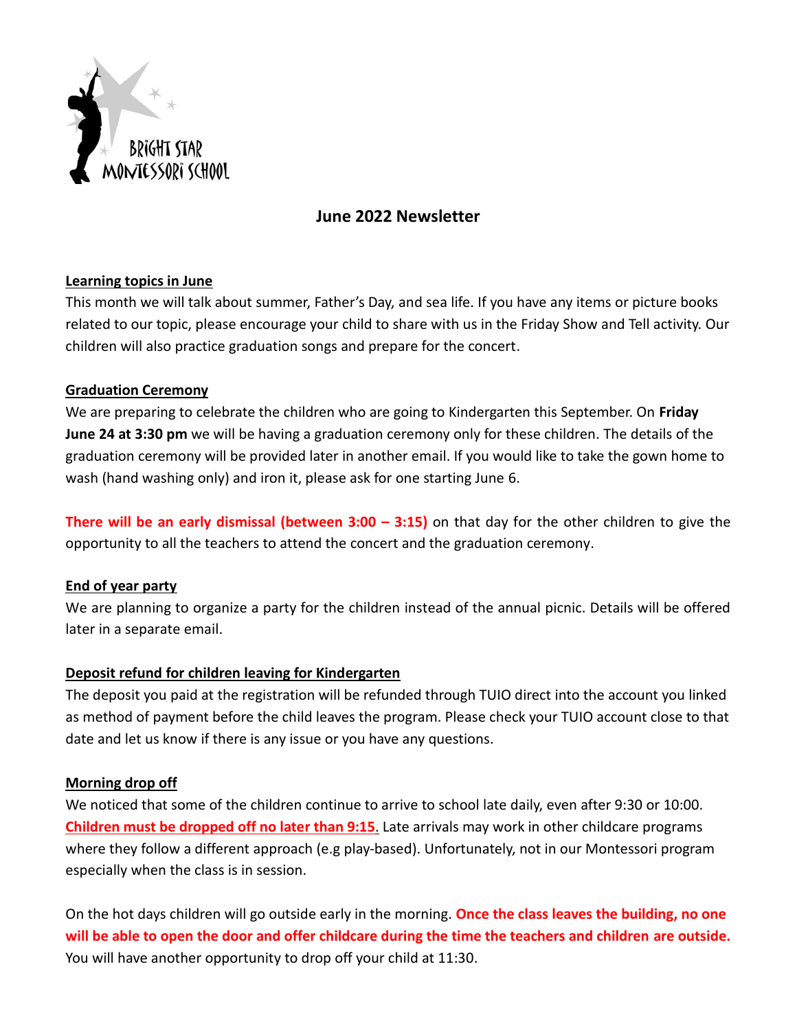BRIGHT STAR MONTESSORI SCHOOL

## June 2022 Newsletter

**Learning topics in June**

This month we will talk about summer, Father's Day, and sea life. If you have any items or picture books related to our topic, please encourage your child to share with us in the Friday Show and Tell activity. Our children will also practice graduation songs and prepare for the concert.

**Graduation Ceremony**

We are preparing to celebrate the children who are going to Kindergarten this September. On **Friday June 24 at 3:30 pm** we will be having a graduation ceremony only for these children. The details of the graduation ceremony will be provided later in another email. If you would like to take the gown home to wash (hand washing only) and iron it, please ask for one starting June 6.

**There will be an early dismissal (between 3:00 – 3:15)** on that day for the other children to give the opportunity to all the teachers to attend the concert and the graduation ceremony.

**End of year party**

We are planning to organize a party for the children instead of the annual picnic. Details will be offered later in a separate email.

**Deposit refund for children leaving for Kindergarten**

The deposit you paid at the registration will be refunded through TUIO direct into the account you linked as method of payment before the child leaves the program. Please check your TUIO account close to that date and let us know if there is any issue or you have any questions.

**Morning drop off**

We noticed that some of the children continue to arrive to school late daily, even after 9:30 or 10:00. **Children must be dropped off no later than 9:15**. Late arrivals may work in other childcare programs where they follow a different approach (e.g play-based). Unfortunately, not in our Montessori program especially when the class is in session.

On the hot days children will go outside early in the morning. **Once the class leaves the building, no one will be able to open the door and offer childcare during the time the teachers and children are outside.** You will have another opportunity to drop off your child at 11:30.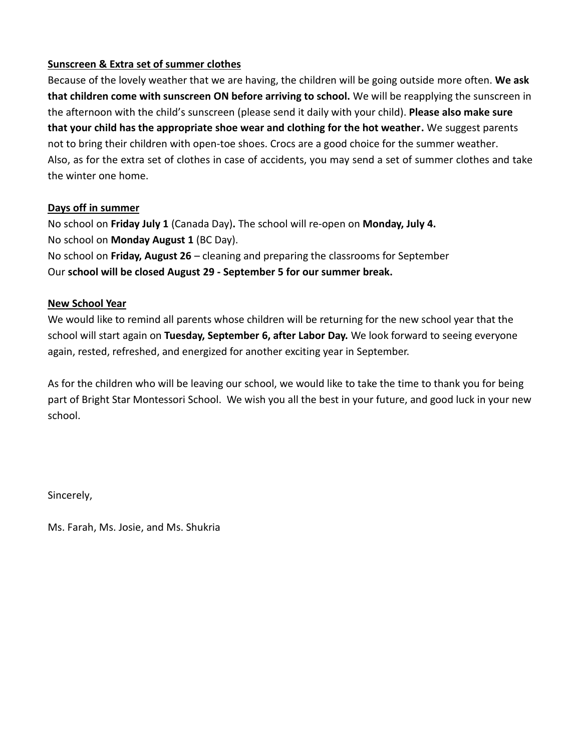**<u>Sunscreen & Extra set of summer clothes</u>**

Because of the lovely weather that we are having, the children will be going outside more often. **We ask that children come with sunscreen ON before arriving to school.** We will be reapplying the sunscreen in the afternoon with the child's sunscreen (please send it daily with your child). **Please also make sure that your child has the appropriate shoe wear and clothing for the hot weather.** We suggest parents not to bring their children with open-toe shoes. Crocs are a good choice for the summer weather. Also, as for the extra set of clothes in case of accidents, you may send a set of summer clothes and take the winter one home.

**<u>Days off in summer</u>**

No school on **Friday July 1** (Canada Day)**.** The school will re-open on **Monday, July 4.**
No school on **Monday August 1** (BC Day).
No school on **Friday, August 26** – cleaning and preparing the classrooms for September
Our **school will be closed August 29 - September 5 for our summer break.**

**<u>New School Year</u>**

We would like to remind all parents whose children will be returning for the new school year that the school will start again on **Tuesday, September 6, after Labor Day.** We look forward to seeing everyone again, rested, refreshed, and energized for another exciting year in September.

As for the children who will be leaving our school, we would like to take the time to thank you for being part of Bright Star Montessori School. We wish you all the best in your future, and good luck in your new school.

Sincerely,

Ms. Farah, Ms. Josie, and Ms. Shukria